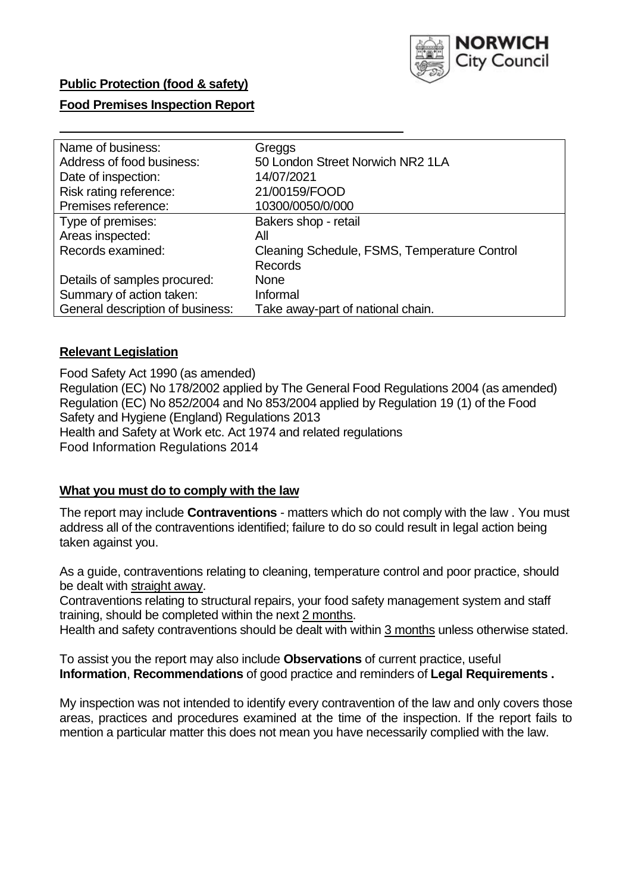**Public Protection (food & safety)**

**Food Premises Inspection Report**

| Name of business: | Greggs |
|---|---|
| Address of food business: | 50 London Street Norwich NR2 1LA |
| Date of inspection: | 14/07/2021 |
| Risk rating reference: | 21/00159/FOOD |
| Premises reference: | 10300/0050/0/000 |
| Type of premises: | Bakers shop - retail |
| Areas inspected: | All |
| Records examined: | Cleaning Schedule, FSMS, Temperature Control Records |
| Details of samples procured: | None |
| Summary of action taken: | Informal |
| General description of business: | Take away-part of national chain. |

## **Relevant Legislation**

Food Safety Act 1990 (as amended)
Regulation (EC) No 178/2002 applied by The General Food Regulations 2004 (as amended)
Regulation (EC) No 852/2004 and No 853/2004 applied by Regulation 19 (1) of the Food Safety and Hygiene (England) Regulations 2013
Health and Safety at Work etc. Act 1974 and related regulations
Food Information Regulations 2014

## **What you must do to comply with the law**

The report may include **Contraventions** - matters which do not comply with the law . You must address all of the contraventions identified; failure to do so could result in legal action being taken against you.

As a guide, contraventions relating to cleaning, temperature control and poor practice, should be dealt with straight away.

Contraventions relating to structural repairs, your food safety management system and staff training, should be completed within the next 2 months.

Health and safety contraventions should be dealt with within 3 months unless otherwise stated.

To assist you the report may also include **Observations** of current practice, useful **Information**, **Recommendations** of good practice and reminders of **Legal Requirements .**

My inspection was not intended to identify every contravention of the law and only covers those areas, practices and procedures examined at the time of the inspection. If the report fails to mention a particular matter this does not mean you have necessarily complied with the law.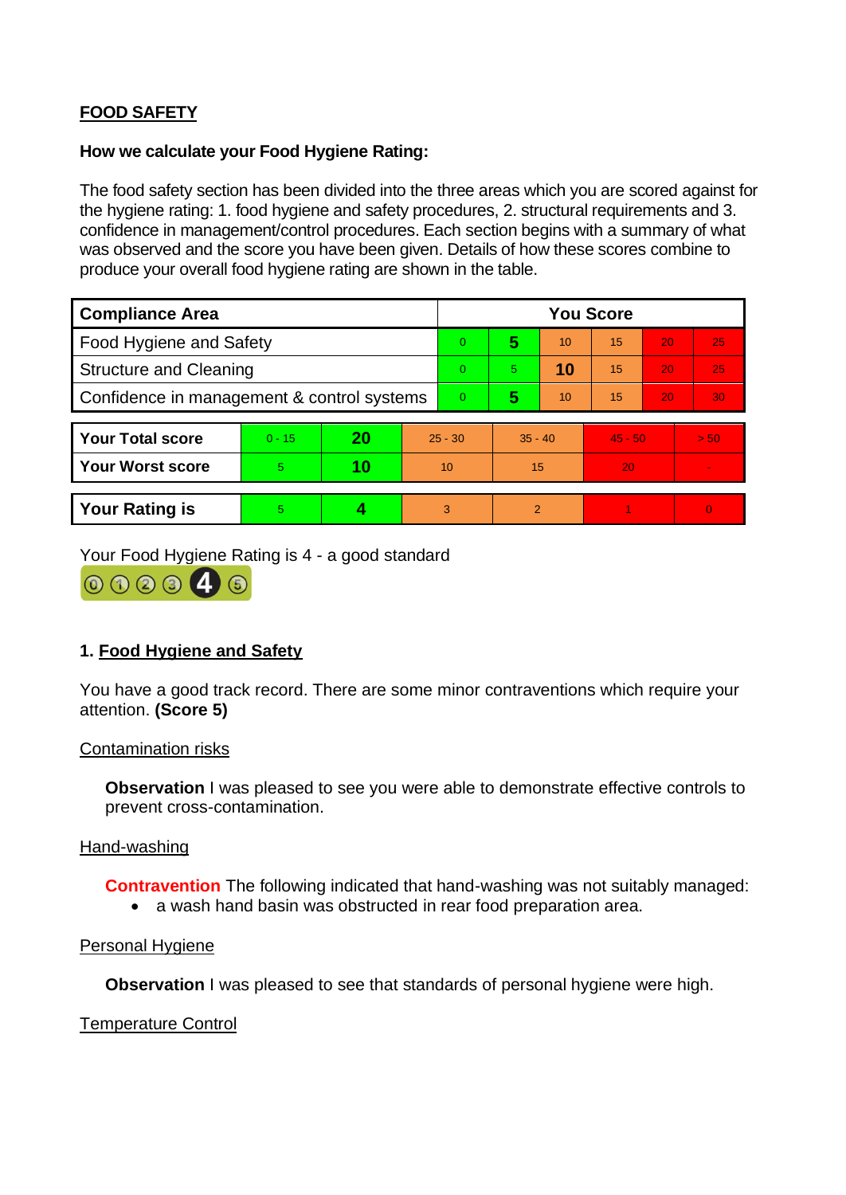## FOOD SAFETY

**How we calculate your Food Hygiene Rating:**

The food safety section has been divided into the three areas which you are scored against for the hygiene rating: 1. food hygiene and safety procedures, 2. structural requirements and 3. confidence in management/control procedures. Each section begins with a summary of what was observed and the score you have been given. Details of how these scores combine to produce your overall food hygiene rating are shown in the table.

| Compliance Area | You Score | | | | | |
|---|---|---|---|---|---|---|
| Food Hygiene and Safety | 0 | **5** | 10 | 15 | 20 | 25 |
| Structure and Cleaning | 0 | 5 | **10** | 15 | 20 | 25 |
| Confidence in management & control systems | 0 | **5** | 10 | 15 | 20 | 30 |

| | | | | | | |
|---|---|---|---|---|---|---|
| **Your Total score** | 0 - 15 | **20** | 25 - 30 | 35 - 40 | 45 - 50 | > 50 |
| **Your Worst score** | 5 | **10** | 10 | 15 | 20 | - |
| **Your Rating is** | 5 | **4** | 3 | 2 | 1 | 0 |

Your Food Hygiene Rating is 4 - a good standard

### 1. Food Hygiene and Safety

You have a good track record. There are some minor contraventions which require your attention. **(Score 5)**

Contamination risks

**Observation** I was pleased to see you were able to demonstrate effective controls to prevent cross-contamination.

Hand-washing

**Contravention** The following indicated that hand-washing was not suitably managed:

- a wash hand basin was obstructed in rear food preparation area.

Personal Hygiene

**Observation** I was pleased to see that standards of personal hygiene were high.

Temperature Control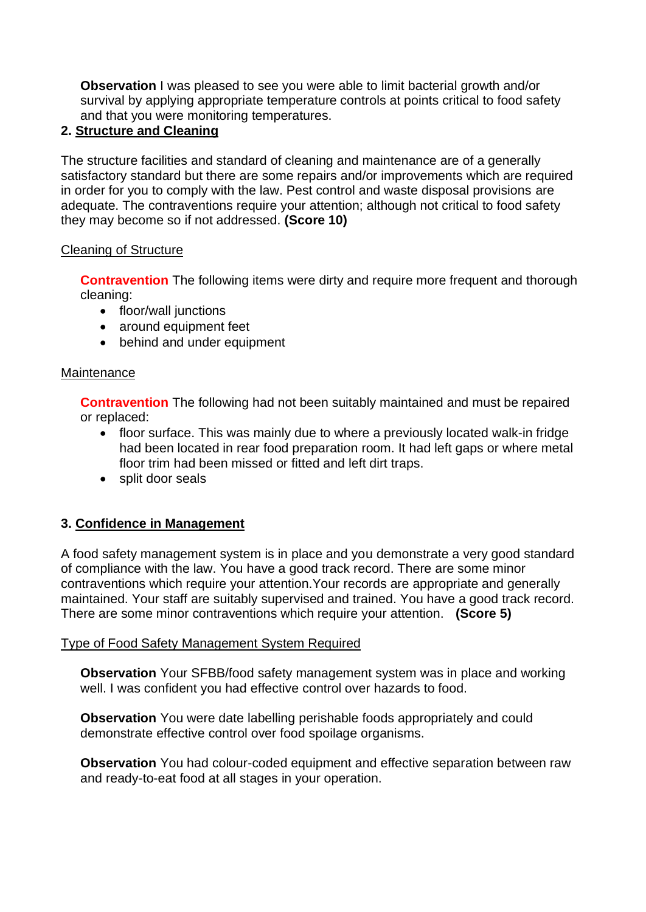**Observation** I was pleased to see you were able to limit bacterial growth and/or survival by applying appropriate temperature controls at points critical to food safety and that you were monitoring temperatures.

## 2. Structure and Cleaning

The structure facilities and standard of cleaning and maintenance are of a generally satisfactory standard but there are some repairs and/or improvements which are required in order for you to comply with the law. Pest control and waste disposal provisions are adequate. The contraventions require your attention; although not critical to food safety they may become so if not addressed. **(Score 10)**

### Cleaning of Structure

**Contravention** The following items were dirty and require more frequent and thorough cleaning:

- floor/wall junctions
- around equipment feet
- behind and under equipment

### Maintenance

**Contravention** The following had not been suitably maintained and must be repaired or replaced:

- floor surface. This was mainly due to where a previously located walk-in fridge had been located in rear food preparation room. It had left gaps or where metal floor trim had been missed or fitted and left dirt traps.
- split door seals

## 3. Confidence in Management

A food safety management system is in place and you demonstrate a very good standard of compliance with the law. You have a good track record. There are some minor contraventions which require your attention.Your records are appropriate and generally maintained. Your staff are suitably supervised and trained. You have a good track record. There are some minor contraventions which require your attention. **(Score 5)**

### Type of Food Safety Management System Required

**Observation** Your SFBB/food safety management system was in place and working well. I was confident you had effective control over hazards to food.

**Observation** You were date labelling perishable foods appropriately and could demonstrate effective control over food spoilage organisms.

**Observation** You had colour-coded equipment and effective separation between raw and ready-to-eat food at all stages in your operation.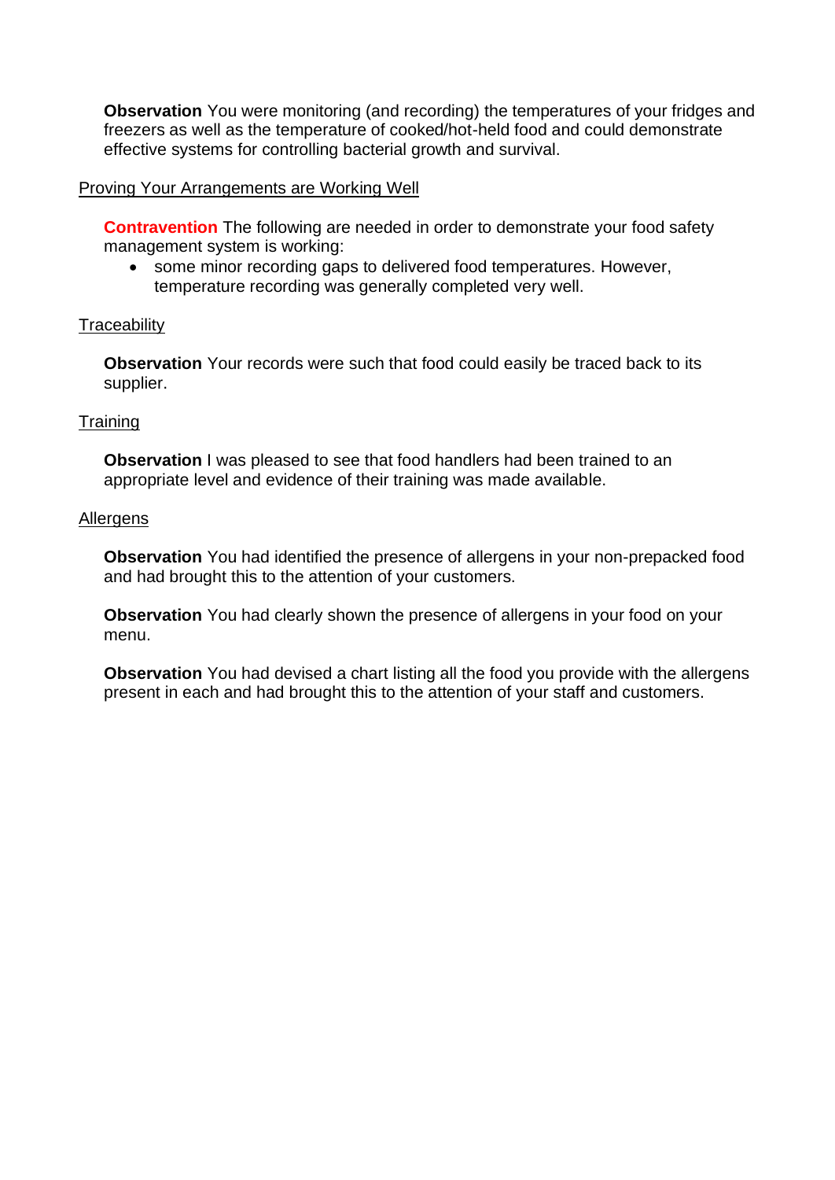**Observation** You were monitoring (and recording) the temperatures of your fridges and freezers as well as the temperature of cooked/hot-held food and could demonstrate effective systems for controlling bacterial growth and survival.

Proving Your Arrangements are Working Well

**Contravention** The following are needed in order to demonstrate your food safety management system is working:

- some minor recording gaps to delivered food temperatures. However, temperature recording was generally completed very well.

Traceability

**Observation** Your records were such that food could easily be traced back to its supplier.

Training

**Observation** I was pleased to see that food handlers had been trained to an appropriate level and evidence of their training was made available.

Allergens

**Observation** You had identified the presence of allergens in your non-prepacked food and had brought this to the attention of your customers.

**Observation** You had clearly shown the presence of allergens in your food on your menu.

**Observation** You had devised a chart listing all the food you provide with the allergens present in each and had brought this to the attention of your staff and customers.